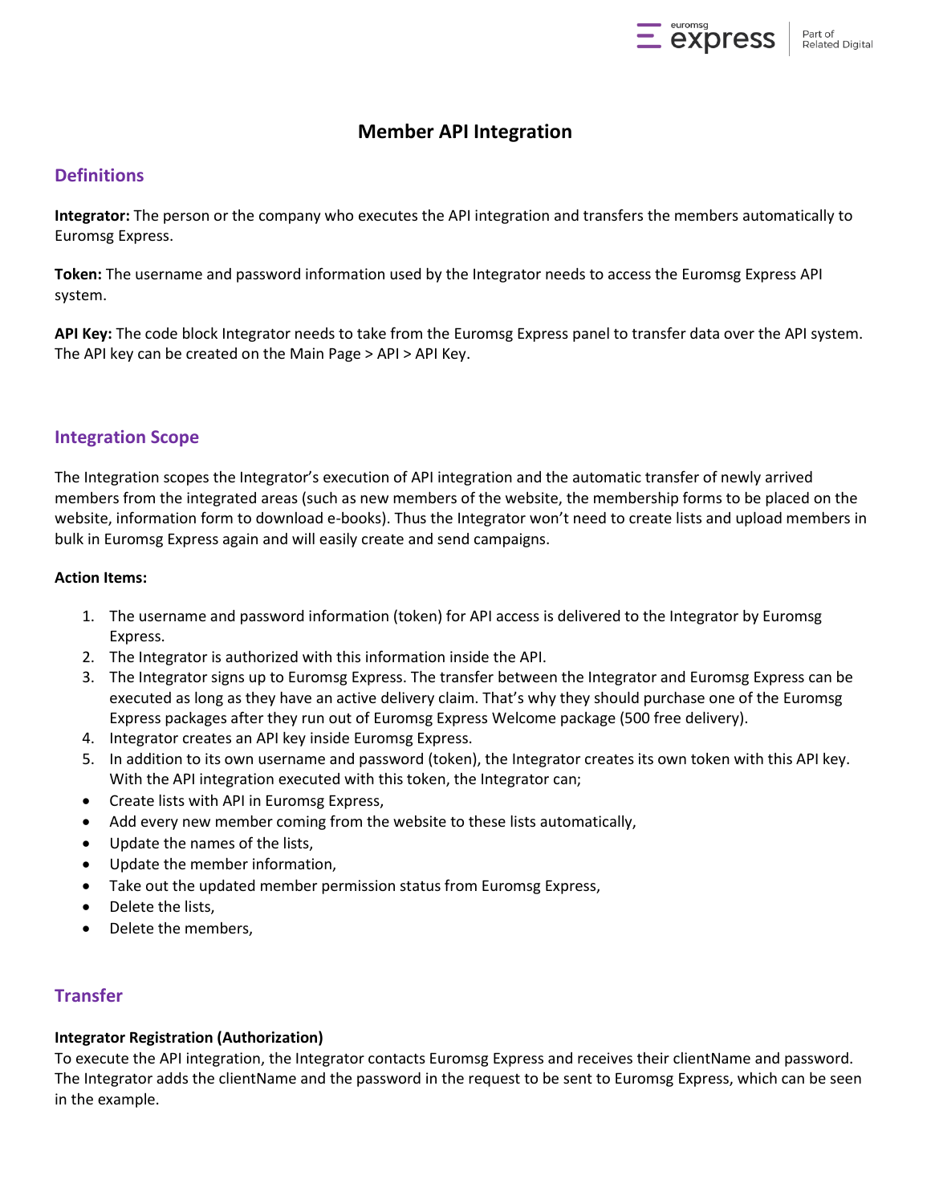# Member API Integration

## Definitions

**Integrator:** The person or the company who executes the API integration and transfers the members automatically to Euromsg Express.

**Token:** The username and password information used by the Integrator needs to access the Euromsg Express API system.

**API Key:** The code block Integrator needs to take from the Euromsg Express panel to transfer data over the API system. The API key can be created on the Main Page > API > API Key.

## Integration Scope

The Integration scopes the Integrator's execution of API integration and the automatic transfer of newly arrived members from the integrated areas (such as new members of the website, the membership forms to be placed on the website, information form to download e-books). Thus the Integrator won't need to create lists and upload members in bulk in Euromsg Express again and will easily create and send campaigns.

**Action Items:**

1. The username and password information (token) for API access is delivered to the Integrator by Euromsg Express.
2. The Integrator is authorized with this information inside the API.
3. The Integrator signs up to Euromsg Express. The transfer between the Integrator and Euromsg Express can be executed as long as they have an active delivery claim. That's why they should purchase one of the Euromsg Express packages after they run out of Euromsg Express Welcome package (500 free delivery).
4. Integrator creates an API key inside Euromsg Express.
5. In addition to its own username and password (token), the Integrator creates its own token with this API key. With the API integration executed with this token, the Integrator can;

- Create lists with API in Euromsg Express,
- Add every new member coming from the website to these lists automatically,
- Update the names of the lists,
- Update the member information,
- Take out the updated member permission status from Euromsg Express,
- Delete the lists,
- Delete the members,

## Transfer

**Integrator Registration (Authorization)**

To execute the API integration, the Integrator contacts Euromsg Express and receives their clientName and password. The Integrator adds the clientName and the password in the request to be sent to Euromsg Express, which can be seen in the example.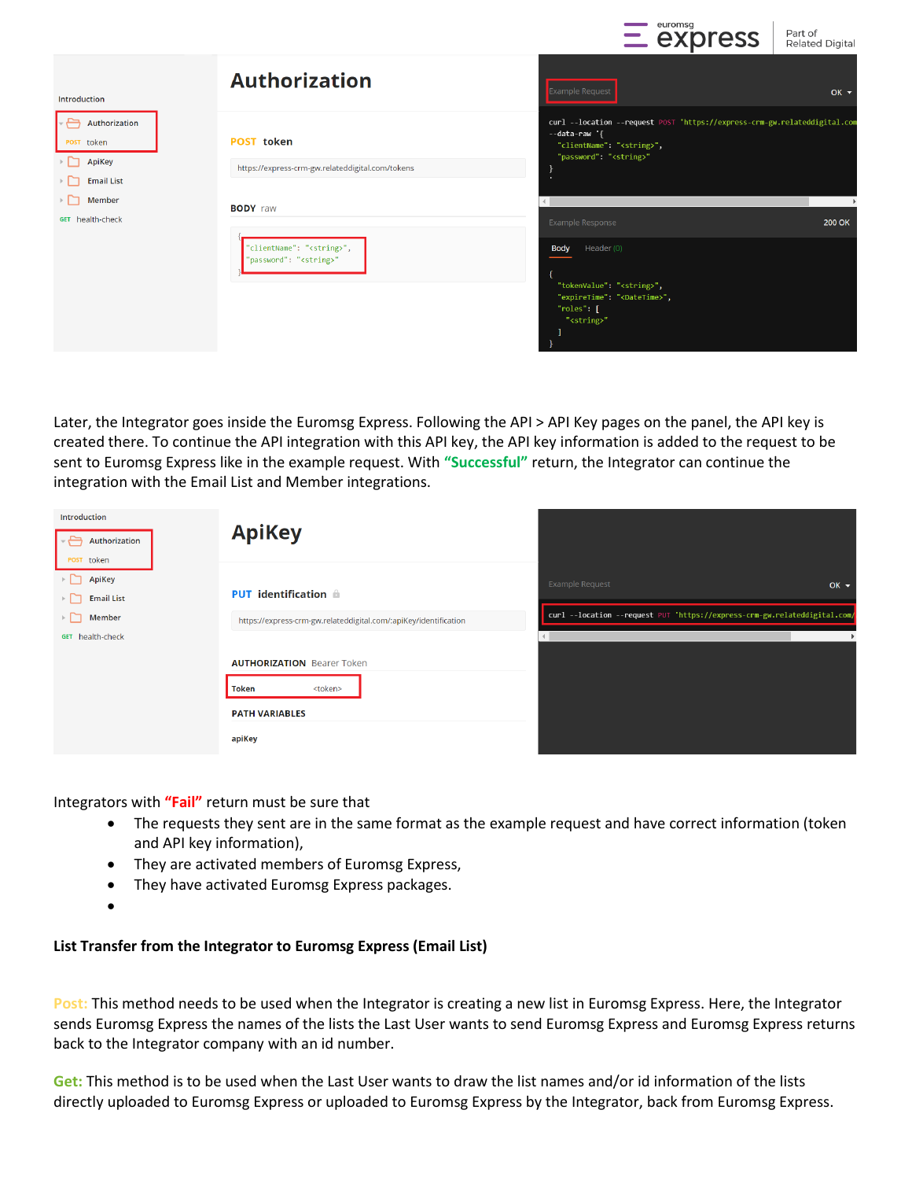## Authorization

Introduction

- Authorization
  - POST token
- ApiKey
- Email List
- Member
- GET health-check

**POST token**

https://express-crm-gw.relateddigital.com/tokens

**BODY** raw

```
{
  "clientName": "<string>",
  "password": "<string>"
}
```

Example Request

```
curl --location --request POST 'https://express-crm-gw.relateddigital.com
--data-raw '{
  "clientName": "<string>",
  "password": "<string>"
}
'
```

Example Response — 200 OK

Body | Header (0)

```
{
  "tokenValue": "<string>",
  "expireTime": "<DateTime>",
  "roles": [
    "<string>"
  ]
}
```

Later, the Integrator goes inside the Euromsg Express. Following the API > API Key pages on the panel, the API key is created there. To continue the API integration with this API key, the API key information is added to the request to be sent to Euromsg Express like in the example request. With **"Successful"** return, the Integrator can continue the integration with the Email List and Member integrations.

## ApiKey

Introduction

- Authorization
  - POST token
- ApiKey
- Email List
- Member
- GET health-check

**PUT identification**

https://express-crm-gw.relateddigital.com/:apiKey/identification

**AUTHORIZATION** Bearer Token

| Token | <token> |
|---|---|

**PATH VARIABLES**

apiKey

Example Request

```
curl --location --request PUT 'https://express-crm-gw.relateddigital.com/
```

Integrators with **"Fail"** return must be sure that

- The requests they sent are in the same format as the example request and have correct information (token and API key information),
- They are activated members of Euromsg Express,
- They have activated Euromsg Express packages.
- 

**List Transfer from the Integrator to Euromsg Express (Email List)**

Post: This method needs to be used when the Integrator is creating a new list in Euromsg Express. Here, the Integrator sends Euromsg Express the names of the lists the Last User wants to send Euromsg Express and Euromsg Express returns back to the Integrator company with an id number.

**Get:** This method is to be used when the Last User wants to draw the list names and/or id information of the lists directly uploaded to Euromsg Express or uploaded to Euromsg Express by the Integrator, back from Euromsg Express.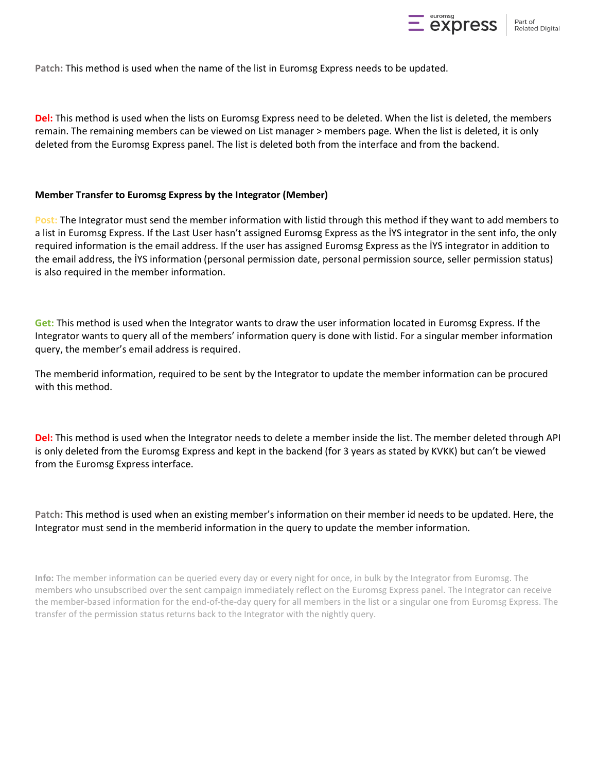**Patch:** This method is used when the name of the list in Euromsg Express needs to be updated.

**Del:** This method is used when the lists on Euromsg Express need to be deleted. When the list is deleted, the members remain. The remaining members can be viewed on List manager > members page. When the list is deleted, it is only deleted from the Euromsg Express panel. The list is deleted both from the interface and from the backend.

**Member Transfer to Euromsg Express by the Integrator (Member)**

**Post:** The Integrator must send the member information with listid through this method if they want to add members to a list in Euromsg Express. If the Last User hasn't assigned Euromsg Express as the İYS integrator in the sent info, the only required information is the email address. If the user has assigned Euromsg Express as the İYS integrator in addition to the email address, the İYS information (personal permission date, personal permission source, seller permission status) is also required in the member information.

**Get:** This method is used when the Integrator wants to draw the user information located in Euromsg Express. If the Integrator wants to query all of the members' information query is done with listid. For a singular member information query, the member's email address is required.

The memberid information, required to be sent by the Integrator to update the member information can be procured with this method.

**Del:** This method is used when the Integrator needs to delete a member inside the list. The member deleted through API is only deleted from the Euromsg Express and kept in the backend (for 3 years as stated by KVKK) but can't be viewed from the Euromsg Express interface.

**Patch:** This method is used when an existing member's information on their member id needs to be updated. Here, the Integrator must send in the memberid information in the query to update the member information.

**Info:** The member information can be queried every day or every night for once, in bulk by the Integrator from Euromsg. The members who unsubscribed over the sent campaign immediately reflect on the Euromsg Express panel. The Integrator can receive the member-based information for the end-of-the-day query for all members in the list or a singular one from Euromsg Express. The transfer of the permission status returns back to the Integrator with the nightly query.